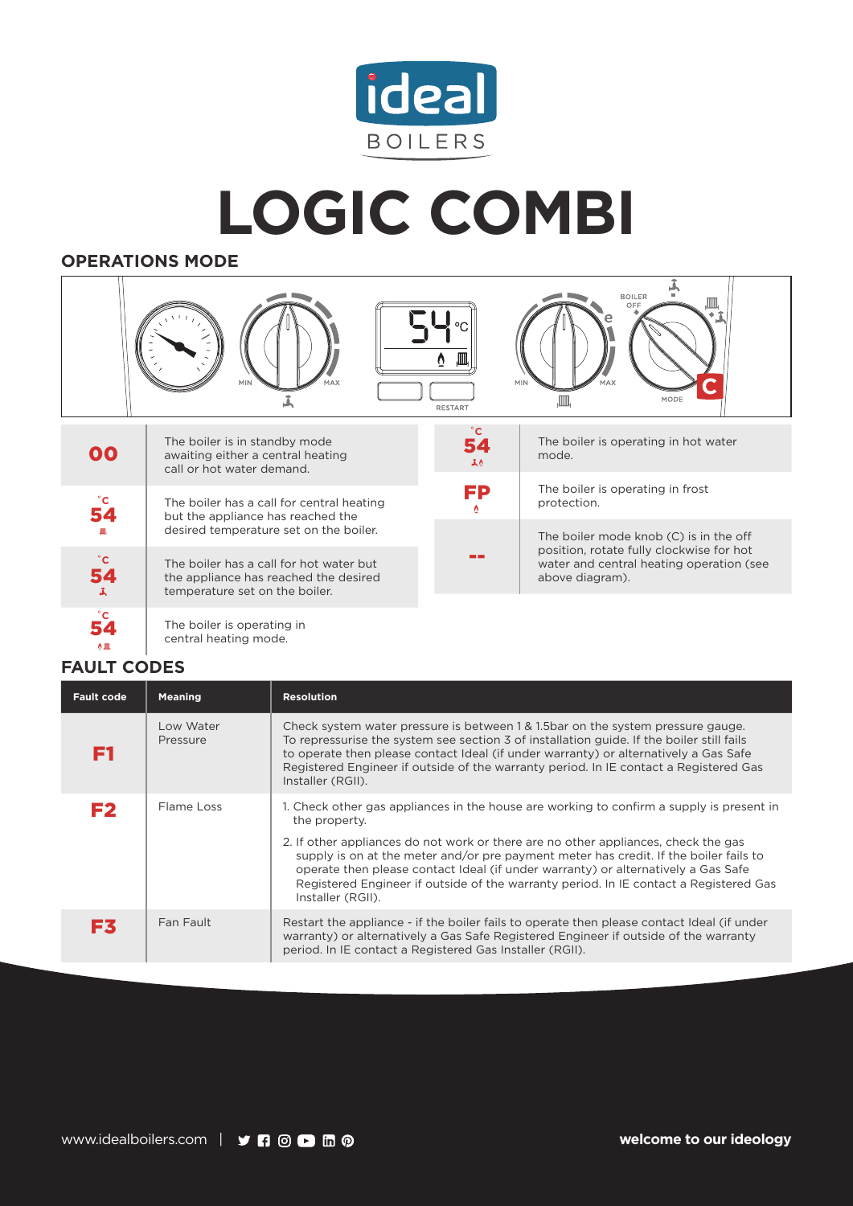ideal BOILERS

# LOGIC COMBI

## OPERATIONS MODE

BOILER OFF

MIN MAX

54 °C

RESTART

MIN MAX

MODE

C

| Display | Description |
|---|---|
| 00 | The boiler is in standby mode awaiting either a central heating call or hot water demand. |
| °C 54 | The boiler has a call for central heating but the appliance has reached the desired temperature set on the boiler. |
| °C 54 | The boiler has a call for hot water but the appliance has reached the desired temperature set on the boiler. |
| °C 54 | The boiler is operating in central heating mode. |
| °C 54 | The boiler is operating in hot water mode. |
| FP | The boiler is operating in frost protection. |
| -- | The boiler mode knob (C) is in the off position, rotate fully clockwise for hot water and central heating operation (see above diagram). |

## FAULT CODES

| Fault code | Meaning | Resolution |
|---|---|---|
| F1 | Low Water Pressure | Check system water pressure is between 1 & 1.5bar on the system pressure gauge. To repressurise the system see section 3 of installation guide. If the boiler still fails to operate then please contact Ideal (if under warranty) or alternatively a Gas Safe Registered Engineer if outside of the warranty period. In IE contact a Registered Gas Installer (RGII). |
| F2 | Flame Loss | 1. Check other gas appliances in the house are working to confirm a supply is present in the property.<br>2. If other appliances do not work or there are no other appliances, check the gas supply is on at the meter and/or pre payment meter has credit. If the boiler fails to operate then please contact Ideal (if under warranty) or alternatively a Gas Safe Registered Engineer if outside of the warranty period. In IE contact a Registered Gas Installer (RGII). |
| F3 | Fan Fault | Restart the appliance - if the boiler fails to operate then please contact Ideal (if under warranty) or alternatively a Gas Safe Registered Engineer if outside of the warranty period. In IE contact a Registered Gas Installer (RGII). |

www.idealboilers.com | **welcome to our ideology**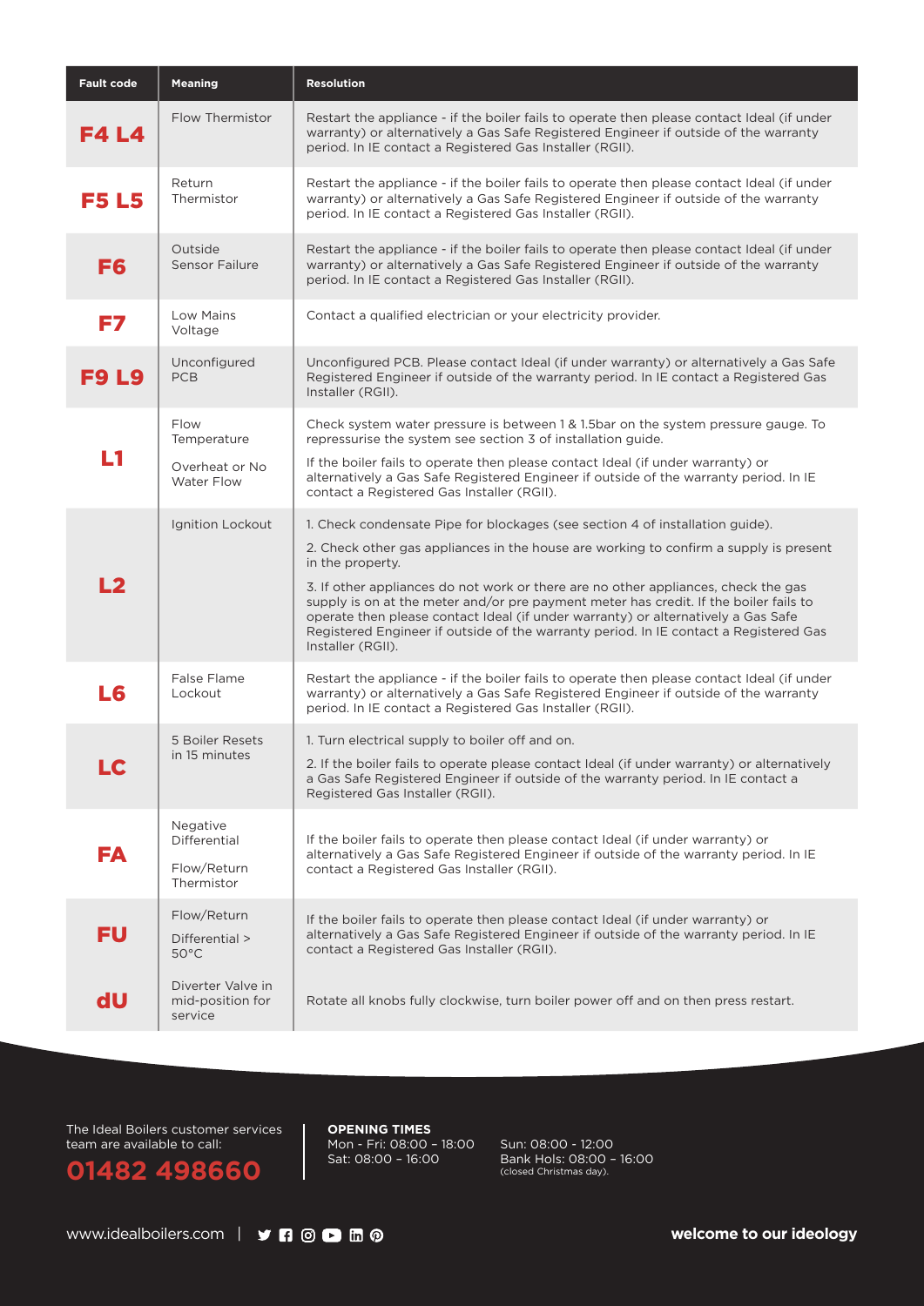| Fault code | Meaning | Resolution |
| --- | --- | --- |
| **F4 L4** | Flow Thermistor | Restart the appliance - if the boiler fails to operate then please contact Ideal (if under warranty) or alternatively a Gas Safe Registered Engineer if outside of the warranty period. In IE contact a Registered Gas Installer (RGII). |
| **F5 L5** | Return Thermistor | Restart the appliance - if the boiler fails to operate then please contact Ideal (if under warranty) or alternatively a Gas Safe Registered Engineer if outside of the warranty period. In IE contact a Registered Gas Installer (RGII). |
| **F6** | Outside Sensor Failure | Restart the appliance - if the boiler fails to operate then please contact Ideal (if under warranty) or alternatively a Gas Safe Registered Engineer if outside of the warranty period. In IE contact a Registered Gas Installer (RGII). |
| **F7** | Low Mains Voltage | Contact a qualified electrician or your electricity provider. |
| **F9 L9** | Unconfigured PCB | Unconfigured PCB. Please contact Ideal (if under warranty) or alternatively a Gas Safe Registered Engineer if outside of the warranty period. In IE contact a Registered Gas Installer (RGII). |
| **L1** | Flow Temperature<br><br>Overheat or No Water Flow | Check system water pressure is between 1 & 1.5bar on the system pressure gauge. To repressurise the system see section 3 of installation guide.<br><br>If the boiler fails to operate then please contact Ideal (if under warranty) or alternatively a Gas Safe Registered Engineer if outside of the warranty period. In IE contact a Registered Gas Installer (RGII). |
| **L2** | Ignition Lockout | 1. Check condensate Pipe for blockages (see section 4 of installation guide).<br><br>2. Check other gas appliances in the house are working to confirm a supply is present in the property.<br><br>3. If other appliances do not work or there are no other appliances, check the gas supply is on at the meter and/or pre payment meter has credit. If the boiler fails to operate then please contact Ideal (if under warranty) or alternatively a Gas Safe Registered Engineer if outside of the warranty period. In IE contact a Registered Gas Installer (RGII). |
| **L6** | False Flame Lockout | Restart the appliance - if the boiler fails to operate then please contact Ideal (if under warranty) or alternatively a Gas Safe Registered Engineer if outside of the warranty period. In IE contact a Registered Gas Installer (RGII). |
| **LC** | 5 Boiler Resets in 15 minutes | 1. Turn electrical supply to boiler off and on.<br><br>2. If the boiler fails to operate please contact Ideal (if under warranty) or alternatively a Gas Safe Registered Engineer if outside of the warranty period. In IE contact a Registered Gas Installer (RGII). |
| **FA** | Negative Differential<br><br>Flow/Return Thermistor | If the boiler fails to operate then please contact Ideal (if under warranty) or alternatively a Gas Safe Registered Engineer if outside of the warranty period. In IE contact a Registered Gas Installer (RGII). |
| **FU** | Flow/Return<br><br>Differential > 50°C | If the boiler fails to operate then please contact Ideal (if under warranty) or alternatively a Gas Safe Registered Engineer if outside of the warranty period. In IE contact a Registered Gas Installer (RGII). |
| **dU** | Diverter Valve in mid-position for service | Rotate all knobs fully clockwise, turn boiler power off and on then press restart. |

The Ideal Boilers customer services team are available to call:

**01482 498660**

**OPENING TIMES**
Mon - Fri: 08:00 – 18:00
Sat: 08:00 – 16:00
Sun: 08:00 - 12:00
Bank Hols: 08:00 – 16:00
(closed Christmas day).

www.idealboilers.com

**welcome to our ideology**